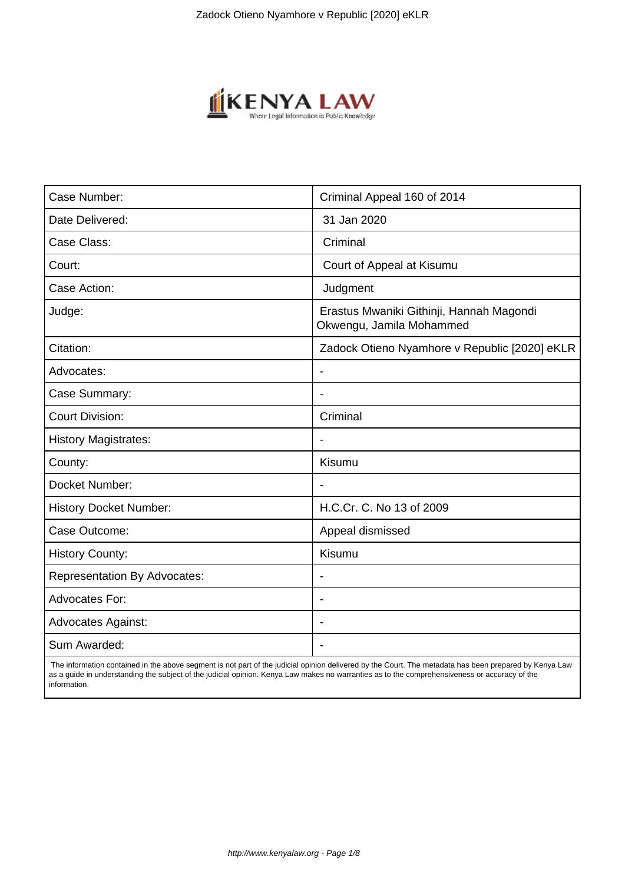| Case Number: | Criminal Appeal 160 of 2014 |
|---|---|
| Date Delivered: | 31 Jan 2020 |
| Case Class: | Criminal |
| Court: | Court of Appeal at Kisumu |
| Case Action: | Judgment |
| Judge: | Erastus Mwaniki Githinji, Hannah Magondi Okwengu, Jamila Mohammed |
| Citation: | Zadock Otieno Nyamhore v Republic [2020] eKLR |
| Advocates: | - |
| Case Summary: | - |
| Court Division: | Criminal |
| History Magistrates: | - |
| County: | Kisumu |
| Docket Number: | - |
| History Docket Number: | H.C.Cr. C. No 13 of 2009 |
| Case Outcome: | Appeal dismissed |
| History County: | Kisumu |
| Representation By Advocates: | - |
| Advocates For: | - |
| Advocates Against: | - |
| Sum Awarded: | - |

The information contained in the above segment is not part of the judicial opinion delivered by the Court. The metadata has been prepared by Kenya Law as a guide in understanding the subject of the judicial opinion. Kenya Law makes no warranties as to the comprehensiveness or accuracy of the information.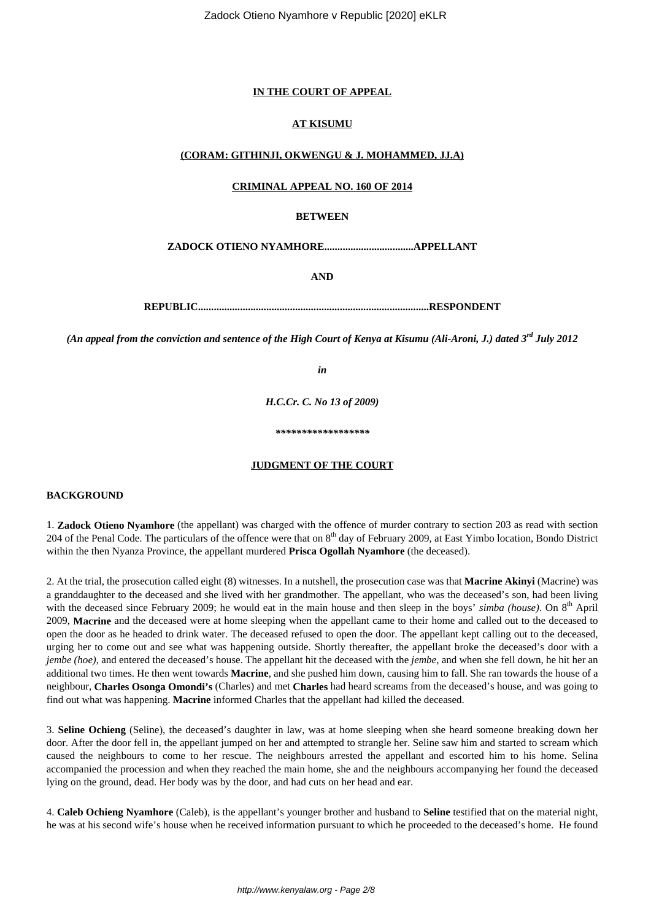**IN THE COURT OF APPEAL**

**AT KISUMU**

**(CORAM: GITHINJI, OKWENGU & J. MOHAMMED, JJ.A)**

**CRIMINAL APPEAL NO. 160 OF 2014**

**BETWEEN**

**ZADOCK OTIENO NYAMHORE..................................APPELLANT**

**AND**

**REPUBLIC.......................................................................................RESPONDENT**

***(An appeal from the conviction and sentence of the High Court of Kenya at Kisumu (Ali-Aroni, J.) dated 3rd July 2012***

***in***

***H.C.Cr. C. No 13 of 2009)***

**\*\*\*\*\*\*\*\*\*\*\*\*\*\*\*\*\*\***

**JUDGMENT OF THE COURT**

**BACKGROUND**

1. **Zadock Otieno Nyamhore** (the appellant) was charged with the offence of murder contrary to section 203 as read with section 204 of the Penal Code. The particulars of the offence were that on 8th day of February 2009, at East Yimbo location, Bondo District within the then Nyanza Province, the appellant murdered **Prisca Ogollah Nyamhore** (the deceased).

2. At the trial, the prosecution called eight (8) witnesses. In a nutshell, the prosecution case was that **Macrine Akinyi** (Macrine) was a granddaughter to the deceased and she lived with her grandmother. The appellant, who was the deceased's son, had been living with the deceased since February 2009; he would eat in the main house and then sleep in the boys' *simba (house)*. On 8th April 2009, **Macrine** and the deceased were at home sleeping when the appellant came to their home and called out to the deceased to open the door as he headed to drink water. The deceased refused to open the door. The appellant kept calling out to the deceased, urging her to come out and see what was happening outside. Shortly thereafter, the appellant broke the deceased's door with a *jembe (hoe)*, and entered the deceased's house. The appellant hit the deceased with the *jembe*, and when she fell down, he hit her an additional two times. He then went towards **Macrine**, and she pushed him down, causing him to fall. She ran towards the house of a neighbour, **Charles Osonga Omondi's** (Charles) and met **Charles** had heard screams from the deceased's house, and was going to find out what was happening. **Macrine** informed Charles that the appellant had killed the deceased.

3. **Seline Ochieng** (Seline), the deceased's daughter in law, was at home sleeping when she heard someone breaking down her door. After the door fell in, the appellant jumped on her and attempted to strangle her. Seline saw him and started to scream which caused the neighbours to come to her rescue. The neighbours arrested the appellant and escorted him to his home. Selina accompanied the procession and when they reached the main home, she and the neighbours accompanying her found the deceased lying on the ground, dead. Her body was by the door, and had cuts on her head and ear.

4. **Caleb Ochieng Nyamhore** (Caleb), is the appellant's younger brother and husband to **Seline** testified that on the material night, he was at his second wife's house when he received information pursuant to which he proceeded to the deceased's home. He found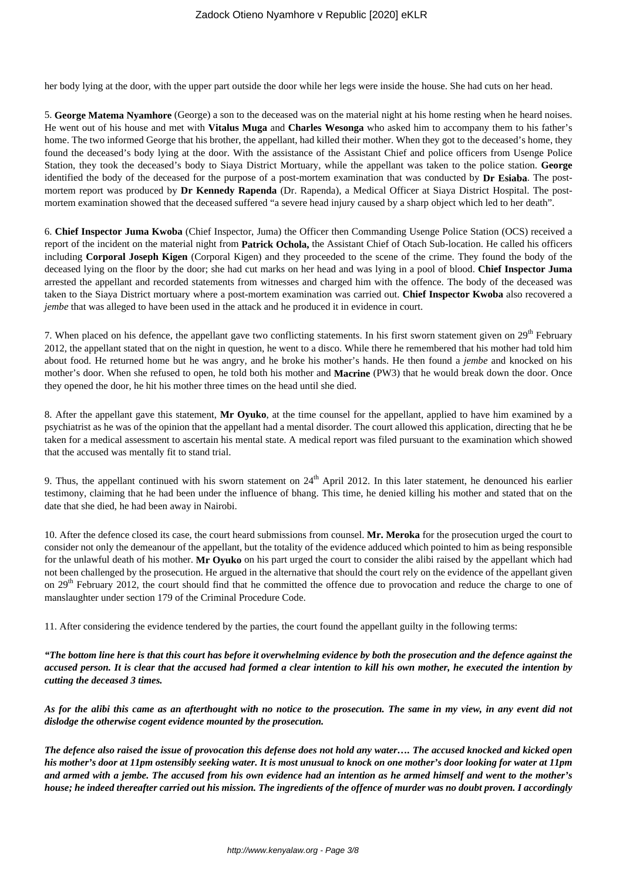her body lying at the door, with the upper part outside the door while her legs were inside the house. She had cuts on her head.

5. **George Matema Nyamhore** (George) a son to the deceased was on the material night at his home resting when he heard noises. He went out of his house and met with **Vitalus Muga** and **Charles Wesonga** who asked him to accompany them to his father's home. The two informed George that his brother, the appellant, had killed their mother. When they got to the deceased's home, they found the deceased's body lying at the door. With the assistance of the Assistant Chief and police officers from Usenge Police Station, they took the deceased's body to Siaya District Mortuary, while the appellant was taken to the police station. **George** identified the body of the deceased for the purpose of a post-mortem examination that was conducted by **Dr Esiaba**. The post-mortem report was produced by **Dr Kennedy Rapenda** (Dr. Rapenda), a Medical Officer at Siaya District Hospital. The post-mortem examination showed that the deceased suffered "a severe head injury caused by a sharp object which led to her death".

6. **Chief Inspector Juma Kwoba** (Chief Inspector, Juma) the Officer then Commanding Usenge Police Station (OCS) received a report of the incident on the material night from **Patrick Ochola,** the Assistant Chief of Otach Sub-location. He called his officers including **Corporal Joseph Kigen** (Corporal Kigen) and they proceeded to the scene of the crime. They found the body of the deceased lying on the floor by the door; she had cut marks on her head and was lying in a pool of blood. **Chief Inspector Juma** arrested the appellant and recorded statements from witnesses and charged him with the offence. The body of the deceased was taken to the Siaya District mortuary where a post-mortem examination was carried out. **Chief Inspector Kwoba** also recovered a *jembe* that was alleged to have been used in the attack and he produced it in evidence in court.

7. When placed on his defence, the appellant gave two conflicting statements. In his first sworn statement given on 29th February 2012, the appellant stated that on the night in question, he went to a disco. While there he remembered that his mother had told him about food. He returned home but he was angry, and he broke his mother's hands. He then found a *jembe* and knocked on his mother's door. When she refused to open, he told both his mother and **Macrine** (PW3) that he would break down the door. Once they opened the door, he hit his mother three times on the head until she died.

8. After the appellant gave this statement, **Mr Oyuko**, at the time counsel for the appellant, applied to have him examined by a psychiatrist as he was of the opinion that the appellant had a mental disorder. The court allowed this application, directing that he be taken for a medical assessment to ascertain his mental state. A medical report was filed pursuant to the examination which showed that the accused was mentally fit to stand trial.

9. Thus, the appellant continued with his sworn statement on 24th April 2012. In this later statement, he denounced his earlier testimony, claiming that he had been under the influence of bhang. This time, he denied killing his mother and stated that on the date that she died, he had been away in Nairobi.

10. After the defence closed its case, the court heard submissions from counsel. **Mr. Meroka** for the prosecution urged the court to consider not only the demeanour of the appellant, but the totality of the evidence adduced which pointed to him as being responsible for the unlawful death of his mother. **Mr Oyuko** on his part urged the court to consider the alibi raised by the appellant which had not been challenged by the prosecution. He argued in the alternative that should the court rely on the evidence of the appellant given on 29th February 2012, the court should find that he committed the offence due to provocation and reduce the charge to one of manslaughter under section 179 of the Criminal Procedure Code.

11. After considering the evidence tendered by the parties, the court found the appellant guilty in the following terms:

***"The bottom line here is that this court has before it overwhelming evidence by both the prosecution and the defence against the accused person. It is clear that the accused had formed a clear intention to kill his own mother, he executed the intention by cutting the deceased 3 times.***

***As for the alibi this came as an afterthought with no notice to the prosecution. The same in my view, in any event did not dislodge the otherwise cogent evidence mounted by the prosecution.***

***The defence also raised the issue of provocation this defense does not hold any water…. The accused knocked and kicked open his mother's door at 11pm ostensibly seeking water. It is most unusual to knock on one mother's door looking for water at 11pm and armed with a jembe. The accused from his own evidence had an intention as he armed himself and went to the mother's house; he indeed thereafter carried out his mission. The ingredients of the offence of murder was no doubt proven. I accordingly***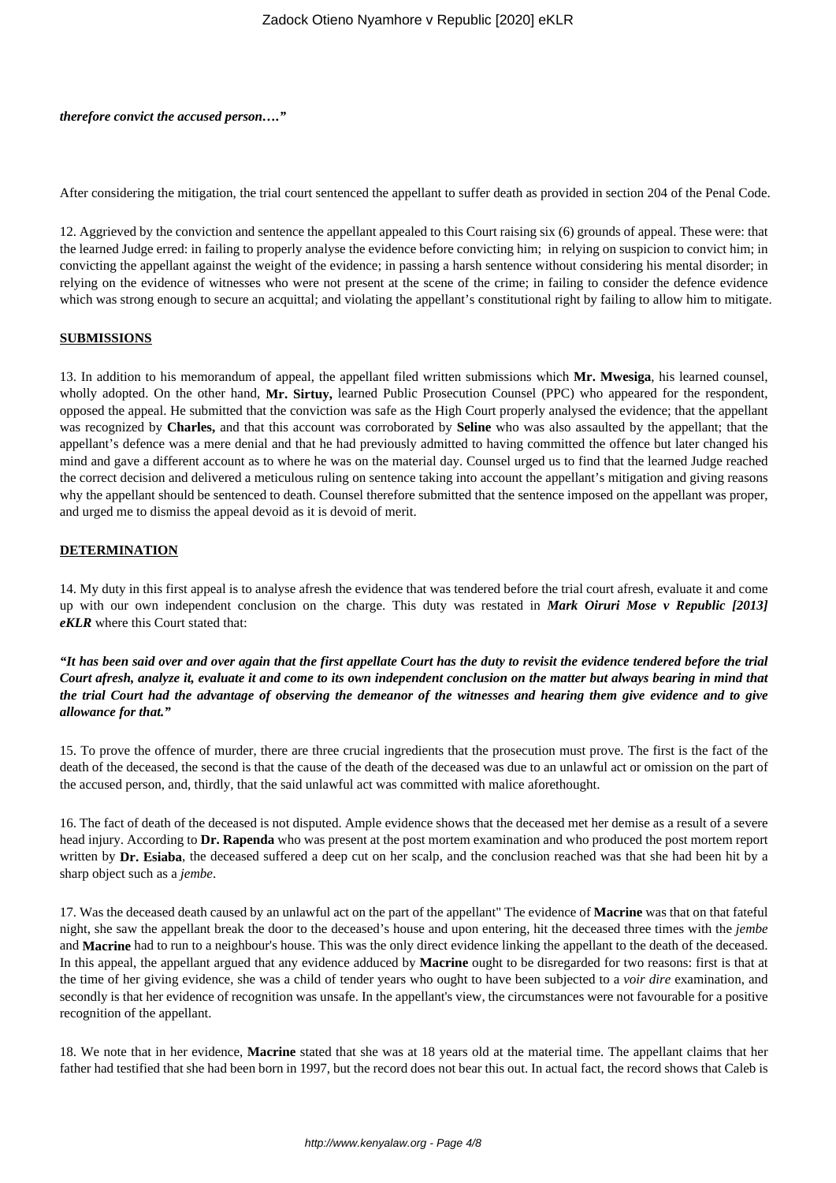***therefore convict the accused person…."***

After considering the mitigation, the trial court sentenced the appellant to suffer death as provided in section 204 of the Penal Code.

12. Aggrieved by the conviction and sentence the appellant appealed to this Court raising six (6) grounds of appeal. These were: that the learned Judge erred: in failing to properly analyse the evidence before convicting him; in relying on suspicion to convict him; in convicting the appellant against the weight of the evidence; in passing a harsh sentence without considering his mental disorder; in relying on the evidence of witnesses who were not present at the scene of the crime; in failing to consider the defence evidence which was strong enough to secure an acquittal; and violating the appellant's constitutional right by failing to allow him to mitigate.

**SUBMISSIONS**

13. In addition to his memorandum of appeal, the appellant filed written submissions which **Mr. Mwesiga**, his learned counsel, wholly adopted. On the other hand, **Mr. Sirtuy,** learned Public Prosecution Counsel (PPC) who appeared for the respondent, opposed the appeal. He submitted that the conviction was safe as the High Court properly analysed the evidence; that the appellant was recognized by **Charles,** and that this account was corroborated by **Seline** who was also assaulted by the appellant; that the appellant's defence was a mere denial and that he had previously admitted to having committed the offence but later changed his mind and gave a different account as to where he was on the material day. Counsel urged us to find that the learned Judge reached the correct decision and delivered a meticulous ruling on sentence taking into account the appellant's mitigation and giving reasons why the appellant should be sentenced to death. Counsel therefore submitted that the sentence imposed on the appellant was proper, and urged me to dismiss the appeal devoid as it is devoid of merit.

**DETERMINATION**

14. My duty in this first appeal is to analyse afresh the evidence that was tendered before the trial court afresh, evaluate it and come up with our own independent conclusion on the charge. This duty was restated in ***Mark Oiruri Mose v Republic [2013] eKLR*** where this Court stated that:

***"It has been said over and over again that the first appellate Court has the duty to revisit the evidence tendered before the trial Court afresh, analyze it, evaluate it and come to its own independent conclusion on the matter but always bearing in mind that the trial Court had the advantage of observing the demeanor of the witnesses and hearing them give evidence and to give allowance for that."***

15. To prove the offence of murder, there are three crucial ingredients that the prosecution must prove. The first is the fact of the death of the deceased, the second is that the cause of the death of the deceased was due to an unlawful act or omission on the part of the accused person, and, thirdly, that the said unlawful act was committed with malice aforethought.

16. The fact of death of the deceased is not disputed. Ample evidence shows that the deceased met her demise as a result of a severe head injury. According to **Dr. Rapenda** who was present at the post mortem examination and who produced the post mortem report written by **Dr. Esiaba**, the deceased suffered a deep cut on her scalp, and the conclusion reached was that she had been hit by a sharp object such as a *jembe*.

17. Was the deceased death caused by an unlawful act on the part of the appellant" The evidence of **Macrine** was that on that fateful night, she saw the appellant break the door to the deceased's house and upon entering, hit the deceased three times with the *jembe* and **Macrine** had to run to a neighbour's house. This was the only direct evidence linking the appellant to the death of the deceased. In this appeal, the appellant argued that any evidence adduced by **Macrine** ought to be disregarded for two reasons: first is that at the time of her giving evidence, she was a child of tender years who ought to have been subjected to a *voir dire* examination, and secondly is that her evidence of recognition was unsafe. In the appellant's view, the circumstances were not favourable for a positive recognition of the appellant.

18. We note that in her evidence, **Macrine** stated that she was at 18 years old at the material time. The appellant claims that her father had testified that she had been born in 1997, but the record does not bear this out. In actual fact, the record shows that Caleb is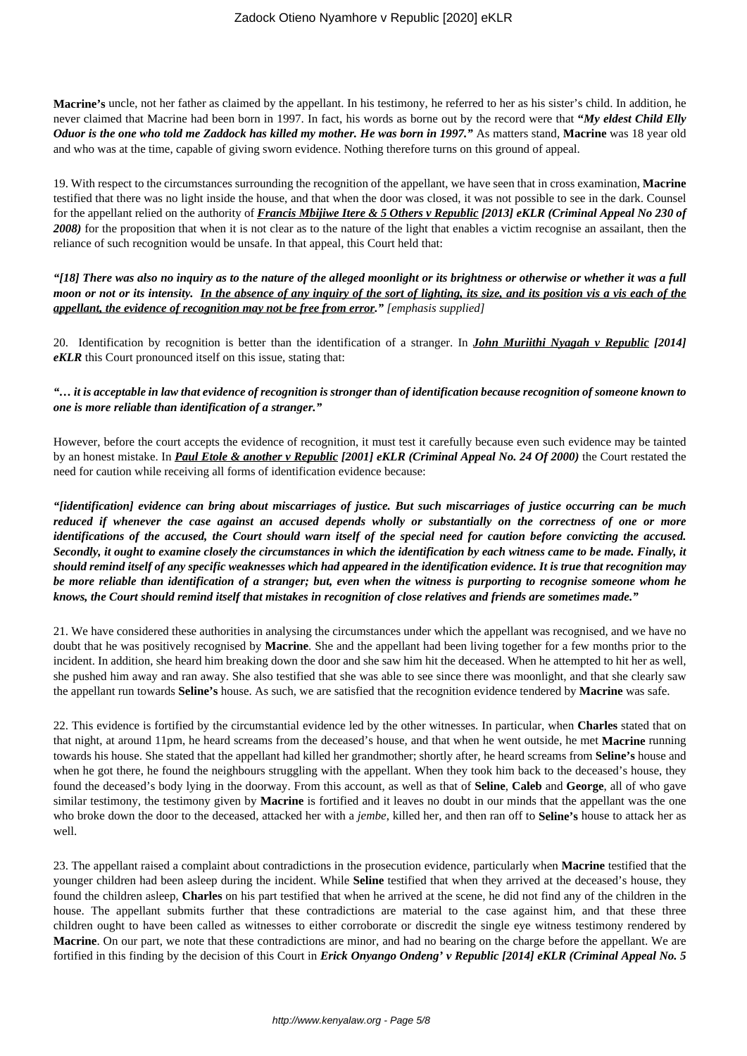**Macrine's** uncle, not her father as claimed by the appellant. In his testimony, he referred to her as his sister's child. In addition, he never claimed that Macrine had been born in 1997. In fact, his words as borne out by the record were that ***"My eldest Child Elly Oduor is the one who told me Zaddock has killed my mother. He was born in 1997."*** As matters stand, **Macrine** was 18 year old and who was at the time, capable of giving sworn evidence. Nothing therefore turns on this ground of appeal.

19. With respect to the circumstances surrounding the recognition of the appellant, we have seen that in cross examination, **Macrine** testified that there was no light inside the house, and that when the door was closed, it was not possible to see in the dark. Counsel for the appellant relied on the authority of ***Francis Mbijiwe Itere & 5 Others v Republic [2013] eKLR (Criminal Appeal No 230 of 2008)*** for the proposition that when it is not clear as to the nature of the light that enables a victim recognise an assailant, then the reliance of such recognition would be unsafe. In that appeal, this Court held that:

***"[18] There was also no inquiry as to the nature of the alleged moonlight or its brightness or otherwise or whether it was a full moon or not or its intensity. In the absence of any inquiry of the sort of lighting, its size, and its position vis a vis each of the appellant, the evidence of recognition may not be free from error."*** *[emphasis supplied]*

20. Identification by recognition is better than the identification of a stranger. In ***John Muriithi Nyagah v Republic [2014] eKLR*** this Court pronounced itself on this issue, stating that:

***"… it is acceptable in law that evidence of recognition is stronger than of identification because recognition of someone known to one is more reliable than identification of a stranger."***

However, before the court accepts the evidence of recognition, it must test it carefully because even such evidence may be tainted by an honest mistake. In ***Paul Etole & another v Republic [2001] eKLR (Criminal Appeal No. 24 Of 2000)*** the Court restated the need for caution while receiving all forms of identification evidence because:

***"[identification] evidence can bring about miscarriages of justice. But such miscarriages of justice occurring can be much reduced if whenever the case against an accused depends wholly or substantially on the correctness of one or more identifications of the accused, the Court should warn itself of the special need for caution before convicting the accused. Secondly, it ought to examine closely the circumstances in which the identification by each witness came to be made. Finally, it should remind itself of any specific weaknesses which had appeared in the identification evidence. It is true that recognition may be more reliable than identification of a stranger; but, even when the witness is purporting to recognise someone whom he knows, the Court should remind itself that mistakes in recognition of close relatives and friends are sometimes made."***

21. We have considered these authorities in analysing the circumstances under which the appellant was recognised, and we have no doubt that he was positively recognised by **Macrine**. She and the appellant had been living together for a few months prior to the incident. In addition, she heard him breaking down the door and she saw him hit the deceased. When he attempted to hit her as well, she pushed him away and ran away. She also testified that she was able to see since there was moonlight, and that she clearly saw the appellant run towards **Seline's** house. As such, we are satisfied that the recognition evidence tendered by **Macrine** was safe.

22. This evidence is fortified by the circumstantial evidence led by the other witnesses. In particular, when **Charles** stated that on that night, at around 11pm, he heard screams from the deceased's house, and that when he went outside, he met **Macrine** running towards his house. She stated that the appellant had killed her grandmother; shortly after, he heard screams from **Seline's** house and when he got there, he found the neighbours struggling with the appellant. When they took him back to the deceased's house, they found the deceased's body lying in the doorway. From this account, as well as that of **Seline**, **Caleb** and **George**, all of who gave similar testimony, the testimony given by **Macrine** is fortified and it leaves no doubt in our minds that the appellant was the one who broke down the door to the deceased, attacked her with a *jembe*, killed her, and then ran off to **Seline's** house to attack her as well.

23. The appellant raised a complaint about contradictions in the prosecution evidence, particularly when **Macrine** testified that the younger children had been asleep during the incident. While **Seline** testified that when they arrived at the deceased's house, they found the children asleep, **Charles** on his part testified that when he arrived at the scene, he did not find any of the children in the house. The appellant submits further that these contradictions are material to the case against him, and that these three children ought to have been called as witnesses to either corroborate or discredit the single eye witness testimony rendered by **Macrine**. On our part, we note that these contradictions are minor, and had no bearing on the charge before the appellant. We are fortified in this finding by the decision of this Court in ***Erick Onyango Ondeng' v Republic [2014] eKLR (Criminal Appeal No. 5***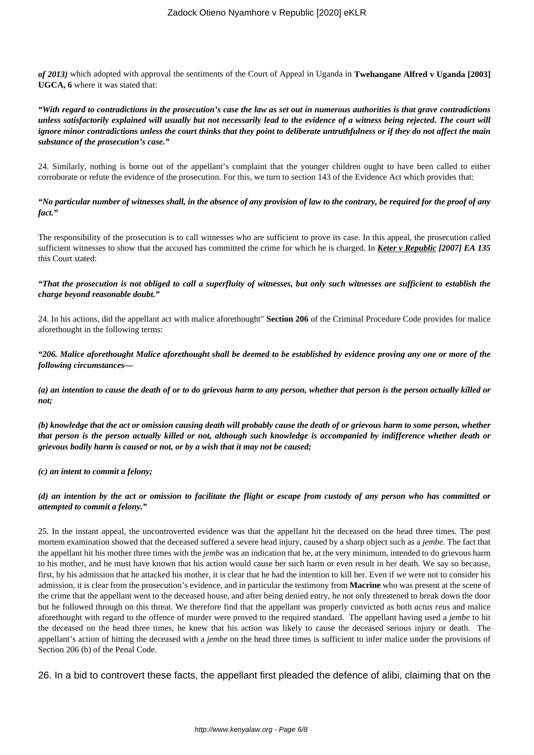***of 2013)*** which adopted with approval the sentiments of the Court of Appeal in Uganda in **Twehangane Alfred v Uganda [2003] UGCA, 6** where it was stated that:

***"With regard to contradictions in the prosecution's case the law as set out in numerous authorities is that grave contradictions unless satisfactorily explained will usually but not necessarily lead to the evidence of a witness being rejected. The court will ignore minor contradictions unless the court thinks that they point to deliberate untruthfulness or if they do not affect the main substance of the prosecution's case."***

24. Similarly, nothing is borne out of the appellant's complaint that the younger children ought to have been called to either corroborate or refute the evidence of the prosecution. For this, we turn to section 143 of the Evidence Act which provides that:

***"No particular number of witnesses shall, in the absence of any provision of law to the contrary, be required for the proof of any fact."***

The responsibility of the prosecution is to call witnesses who are sufficient to prove its case. In this appeal, the prosecution called sufficient witnesses to show that the accused has committed the crime for which he is charged. In ***Keter v Republic [2007] EA 135*** this Court stated:

***"That the prosecution is not obliged to call a superfluity of witnesses, but only such witnesses are sufficient to establish the charge beyond reasonable doubt."***

24. In his actions, did the appellant act with malice aforethought" **Section 206** of the Criminal Procedure Code provides for malice aforethought in the following terms:

***"206. Malice aforethought Malice aforethought shall be deemed to be established by evidence proving any one or more of the following circumstances—***

***(a) an intention to cause the death of or to do grievous harm to any person, whether that person is the person actually killed or not;***

***(b) knowledge that the act or omission causing death will probably cause the death of or grievous harm to some person, whether that person is the person actually killed or not, although such knowledge is accompanied by indifference whether death or grievous bodily harm is caused or not, or by a wish that it may not be caused;***

***(c) an intent to commit a felony;***

***(d) an intention by the act or omission to facilitate the flight or escape from custody of any person who has committed or attempted to commit a felony."***

25. In the instant appeal, the uncontroverted evidence was that the appellant hit the deceased on the head three times. The post mortem examination showed that the deceased suffered a severe head injury, caused by a sharp object such as a *jembe*. The fact that the appellant hit his mother three times with the *jembe* was an indication that he, at the very minimum, intended to do grievous harm to his mother, and he must have known that his action would cause her such harm or even result in her death. We say so because, first, by his admission that he attacked his mother, it is clear that he had the intention to kill her. Even if we were not to consider his admission, it is clear from the prosecution's evidence, and in particular the testimony from **Macrine** who was present at the scene of the crime that the appellant went to the deceased house, and after being denied entry, he not only threatened to break down the door but he followed through on this threat. We therefore find that the appellant was properly convicted as both *actus reus* and malice aforethought with regard to the offence of murder were proved to the required standard. The appellant having used a *jembe* to hit the deceased on the head three times, he knew that his action was likely to cause the deceased serious injury or death. The appellant's action of hitting the deceased with a *jembe* on the head three times is sufficient to infer malice under the provisions of Section 206 (b) of the Penal Code.

26. In a bid to controvert these facts, the appellant first pleaded the defence of alibi, claiming that on the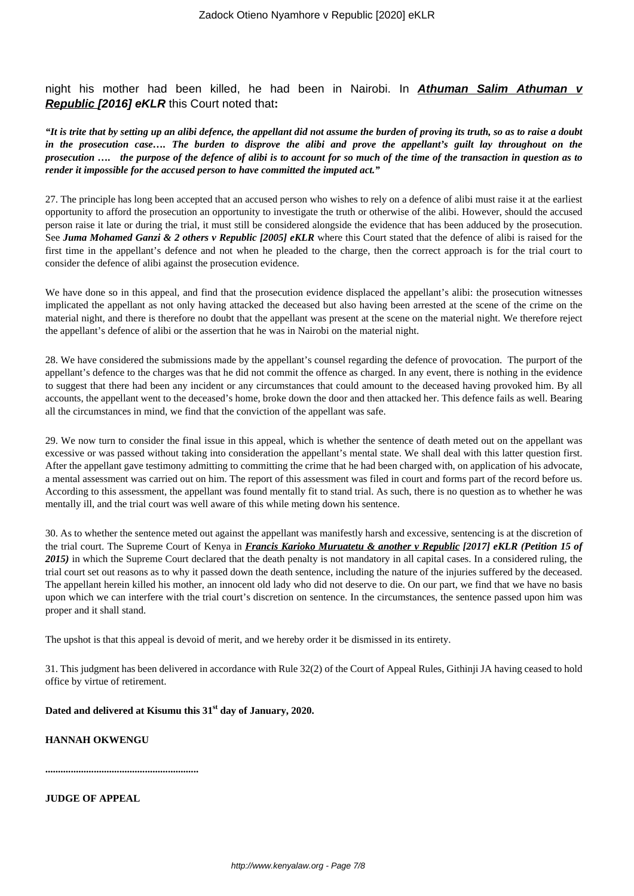night his mother had been killed, he had been in Nairobi. In ***[Athuman Salim Athuman v Republic [2016] eKLR]*** this Court noted that**:**

***"It is trite that by setting up an alibi defence, the appellant did not assume the burden of proving its truth, so as to raise a doubt in the prosecution case…. The burden to disprove the alibi and prove the appellant's guilt lay throughout on the prosecution …. the purpose of the defence of alibi is to account for so much of the time of the transaction in question as to render it impossible for the accused person to have committed the imputed act."***

27. The principle has long been accepted that an accused person who wishes to rely on a defence of alibi must raise it at the earliest opportunity to afford the prosecution an opportunity to investigate the truth or otherwise of the alibi. However, should the accused person raise it late or during the trial, it must still be considered alongside the evidence that has been adduced by the prosecution. See ***Juma Mohamed Ganzi & 2 others v Republic [2005] eKLR*** where this Court stated that the defence of alibi is raised for the first time in the appellant's defence and not when he pleaded to the charge, then the correct approach is for the trial court to consider the defence of alibi against the prosecution evidence.

We have done so in this appeal, and find that the prosecution evidence displaced the appellant's alibi: the prosecution witnesses implicated the appellant as not only having attacked the deceased but also having been arrested at the scene of the crime on the material night, and there is therefore no doubt that the appellant was present at the scene on the material night. We therefore reject the appellant's defence of alibi or the assertion that he was in Nairobi on the material night.

28. We have considered the submissions made by the appellant's counsel regarding the defence of provocation. The purport of the appellant's defence to the charges was that he did not commit the offence as charged. In any event, there is nothing in the evidence to suggest that there had been any incident or any circumstances that could amount to the deceased having provoked him. By all accounts, the appellant went to the deceased's home, broke down the door and then attacked her. This defence fails as well. Bearing all the circumstances in mind, we find that the conviction of the appellant was safe.

29. We now turn to consider the final issue in this appeal, which is whether the sentence of death meted out on the appellant was excessive or was passed without taking into consideration the appellant's mental state. We shall deal with this latter question first. After the appellant gave testimony admitting to committing the crime that he had been charged with, on application of his advocate, a mental assessment was carried out on him. The report of this assessment was filed in court and forms part of the record before us. According to this assessment, the appellant was found mentally fit to stand trial. As such, there is no question as to whether he was mentally ill, and the trial court was well aware of this while meting down his sentence.

30. As to whether the sentence meted out against the appellant was manifestly harsh and excessive, sentencing is at the discretion of the trial court. The Supreme Court of Kenya in ***[Francis Karioko Muruatetu & another v Republic] [2017] eKLR (Petition 15 of 2015)*** in which the Supreme Court declared that the death penalty is not mandatory in all capital cases. In a considered ruling, the trial court set out reasons as to why it passed down the death sentence, including the nature of the injuries suffered by the deceased. The appellant herein killed his mother, an innocent old lady who did not deserve to die. On our part, we find that we have no basis upon which we can interfere with the trial court's discretion on sentence. In the circumstances, the sentence passed upon him was proper and it shall stand.

The upshot is that this appeal is devoid of merit, and we hereby order it be dismissed in its entirety.

31. This judgment has been delivered in accordance with Rule 32(2) of the Court of Appeal Rules, Githinji JA having ceased to hold office by virtue of retirement.

**Dated and delivered at Kisumu this 31st day of January, 2020.**

**HANNAH OKWENGU**

**..........................................................**

**JUDGE OF APPEAL**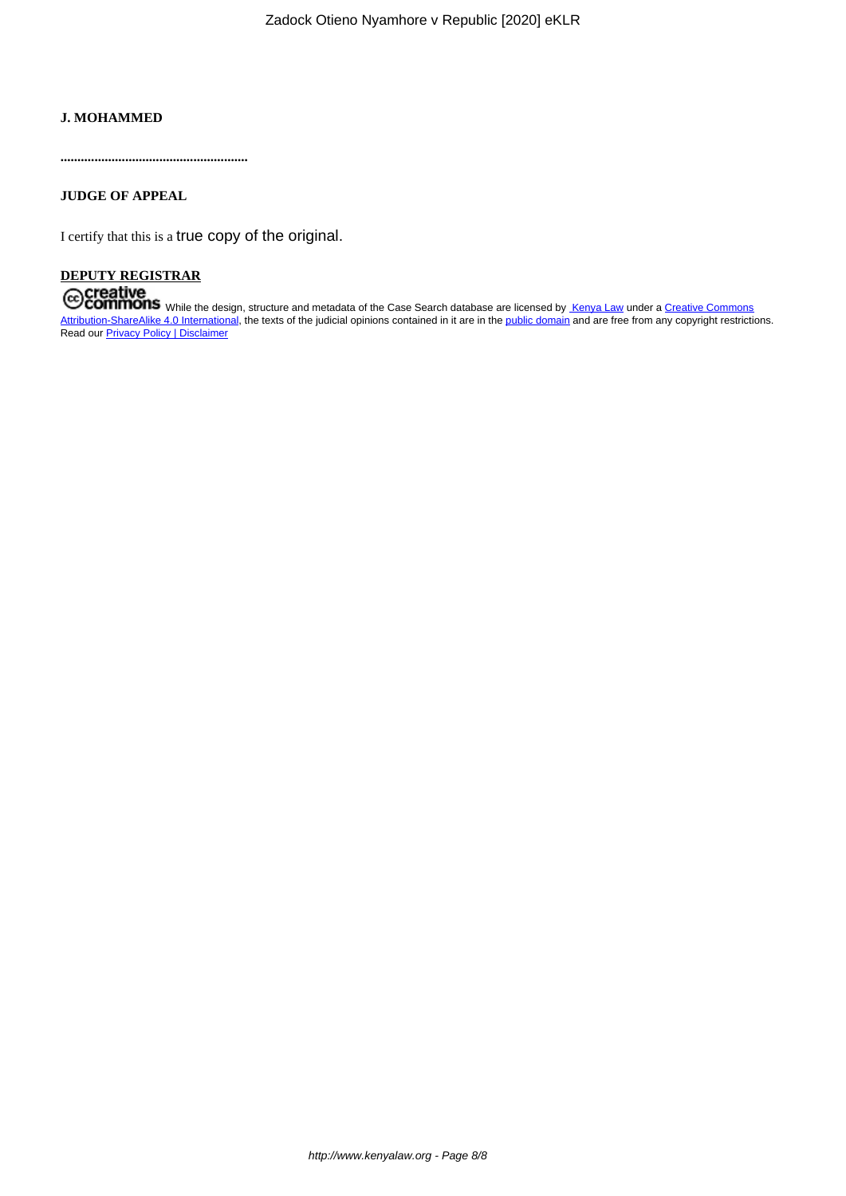**J. MOHAMMED**

**.......................................................**

**JUDGE OF APPEAL**

I certify that this is a true copy of the original.

**DEPUTY REGISTRAR**

While the design, structure and metadata of the Case Search database are licensed by Kenya Law under a Creative Commons Attribution-ShareAlike 4.0 International, the texts of the judicial opinions contained in it are in the public domain and are free from any copyright restrictions. Read our Privacy Policy | Disclaimer